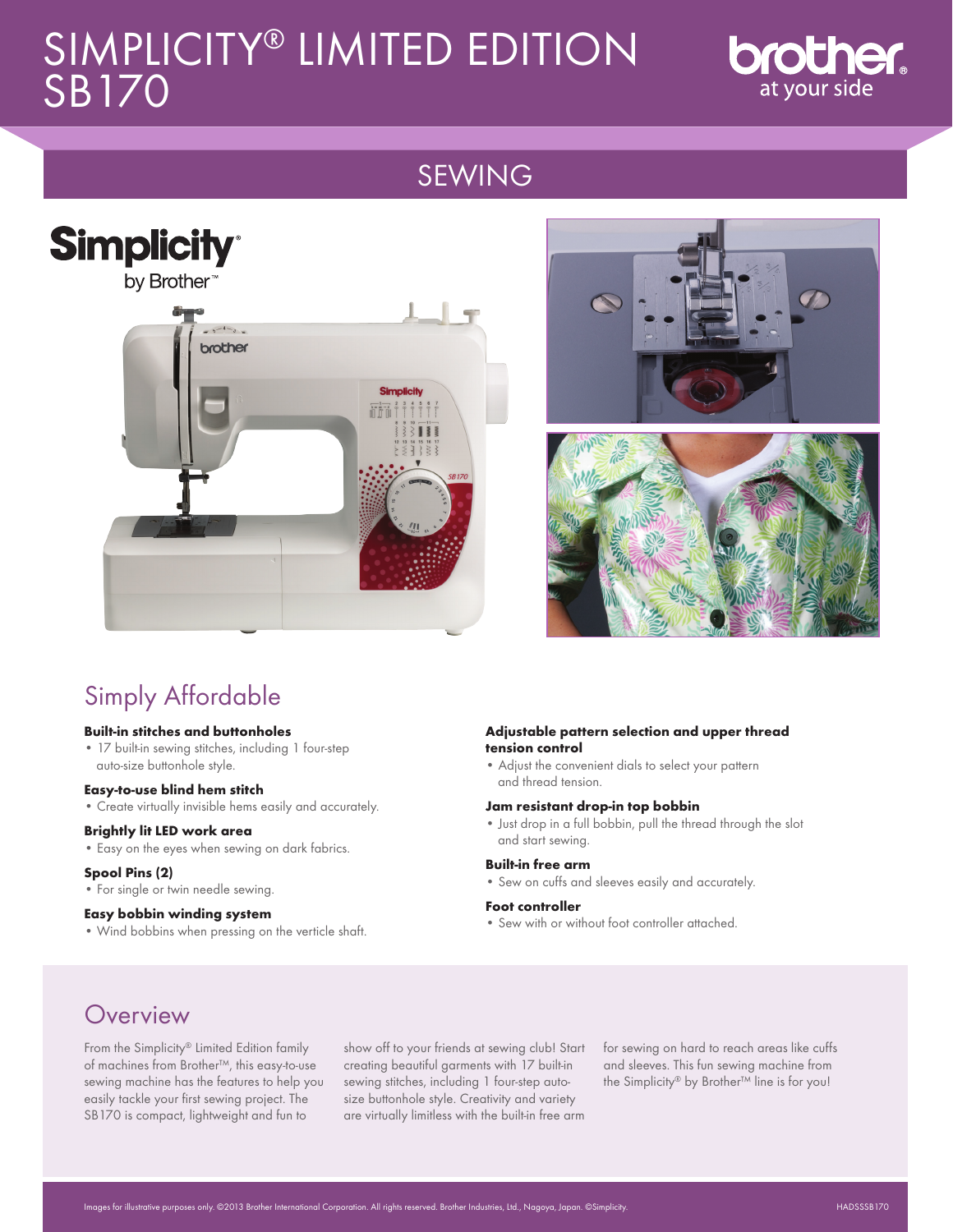# SIMPLICITY® LIMITED EDITION SB170

brother at your side

## SEWING

## Simply Affordable

**Built-in stitches and buttonholes**
- 17 built-in sewing stitches, including 1 four-step auto-size buttonhole style.

**Easy-to-use blind hem stitch**
- Create virtually invisible hems easily and accurately.

**Brightly lit LED work area**
- Easy on the eyes when sewing on dark fabrics.

**Spool Pins (2)**
- For single or twin needle sewing.

**Easy bobbin winding system**
- Wind bobbins when pressing on the verticle shaft.

**Adjustable pattern selection and upper thread tension control**
- Adjust the convenient dials to select your pattern and thread tension.

**Jam resistant drop-in top bobbin**
- Just drop in a full bobbin, pull the thread through the slot and start sewing.

**Built-in free arm**
- Sew on cuffs and sleeves easily and accurately.

**Foot controller**
- Sew with or without foot controller attached.

## Overview

From the Simplicity® Limited Edition family of machines from Brother™, this easy-to-use sewing machine has the features to help you easily tackle your first sewing project. The SB170 is compact, lightweight and fun to show off to your friends at sewing club! Start creating beautiful garments with 17 built-in sewing stitches, including 1 four-step auto-size buttonhole style. Creativity and variety are virtually limitless with the built-in free arm for sewing on hard to reach areas like cuffs and sleeves. This fun sewing machine from the Simplicity® by Brother™ line is for you!

Images for illustrative purposes only. ©2013 Brother International Corporation. All rights reserved. Brother Industries, Ltd., Nagoya, Japan. ©Simplicity.

HADSSSB170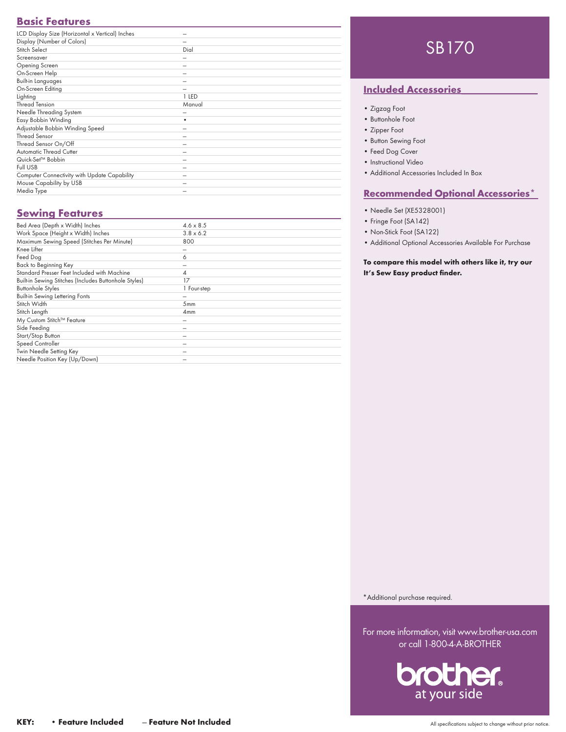## Basic Features

| | |
|---|---|
| LCD Display Size (Horizontal x Vertical) Inches | – |
| Display (Number of Colors) | – |
| Stitch Select | Dial |
| Screensaver | – |
| Opening Screen | – |
| On-Screen Help | – |
| Built-in Languages | – |
| On-Screen Editing | – |
| Lighting | 1 LED |
| Thread Tension | Manual |
| Needle Threading System | – |
| Easy Bobbin Winding | • |
| Adjustable Bobbin Winding Speed | – |
| Thread Sensor | – |
| Thread Sensor On/Off | – |
| Automatic Thread Cutter | – |
| Quick-Set™ Bobbin | – |
| Full USB | – |
| Computer Connectivity with Update Capability | – |
| Mouse Capability by USB | – |
| Media Type | – |

## Sewing Features

| | |
|---|---|
| Bed Area (Depth x Width) Inches | 4.6 x 8.5 |
| Work Space (Height x Width) Inches | 3.8 x 6.2 |
| Maximum Sewing Speed (Stitches Per Minute) | 800 |
| Knee Lifter | – |
| Feed Dog | 6 |
| Back to Beginning Key | – |
| Standard Presser Feet Included with Machine | 4 |
| Built-in Sewing Stitches (Includes Buttonhole Styles) | 17 |
| Buttonhole Styles | 1 Four-step |
| Built-in Sewing Lettering Fonts | – |
| Stitch Width | 5mm |
| Stitch Length | 4mm |
| My Custom Stitch™ Feature | – |
| Side Feeding | – |
| Start/Stop Button | – |
| Speed Controller | – |
| Twin Needle Setting Key | – |
| Needle Position Key (Up/Down) | – |

# SB170

## Included Accessories

- Zigzag Foot
- Buttonhole Foot
- Zipper Foot
- Button Sewing Foot
- Feed Dog Cover
- Instructional Video
- Additional Accessories Included In Box

## Recommended Optional Accessories*

- Needle Set (XE5328001)
- Fringe Foot (SA142)
- Non-Stick Foot (SA122)
- Additional Optional Accessories Available For Purchase

**To compare this model with others like it, try our It's Sew Easy product finder.**

*Additional purchase required.

For more information, visit www.brother-usa.com or call 1-800-4-A-BROTHER

brother at your side

**KEY:** **• Feature Included** **– Feature Not Included**

All specifications subject to change without prior notice.